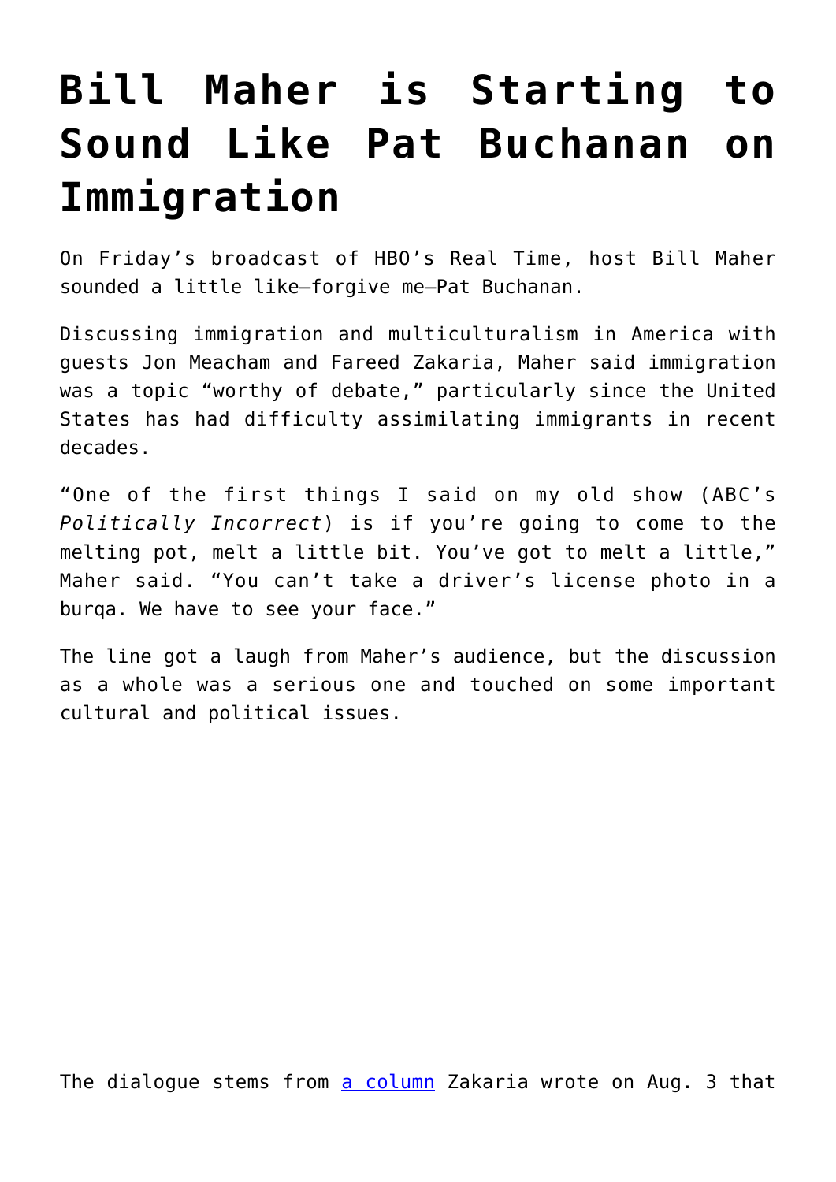# Bill Maher is Starting to Sound Like Pat Buchanan on Immigration

On Friday's broadcast of HBO's Real Time, host Bill Maher sounded a little like—forgive me—Pat Buchanan.

Discussing immigration and multiculturalism in America with guests Jon Meacham and Fareed Zakaria, Maher said immigration was a topic "worthy of debate," particularly since the United States has had difficulty assimilating immigrants in recent decades.

"One of the first things I said on my old show (ABC's *Politically Incorrect*) is if you're going to come to the melting pot, melt a little bit. You've got to melt a little," Maher said. "You can't take a driver's license photo in a burqa. We have to see your face."

The line got a laugh from Maher's audience, but the discussion as a whole was a serious one and touched on some important cultural and political issues.

The dialogue stems from [a column](#) Zakaria wrote on Aug. 3 that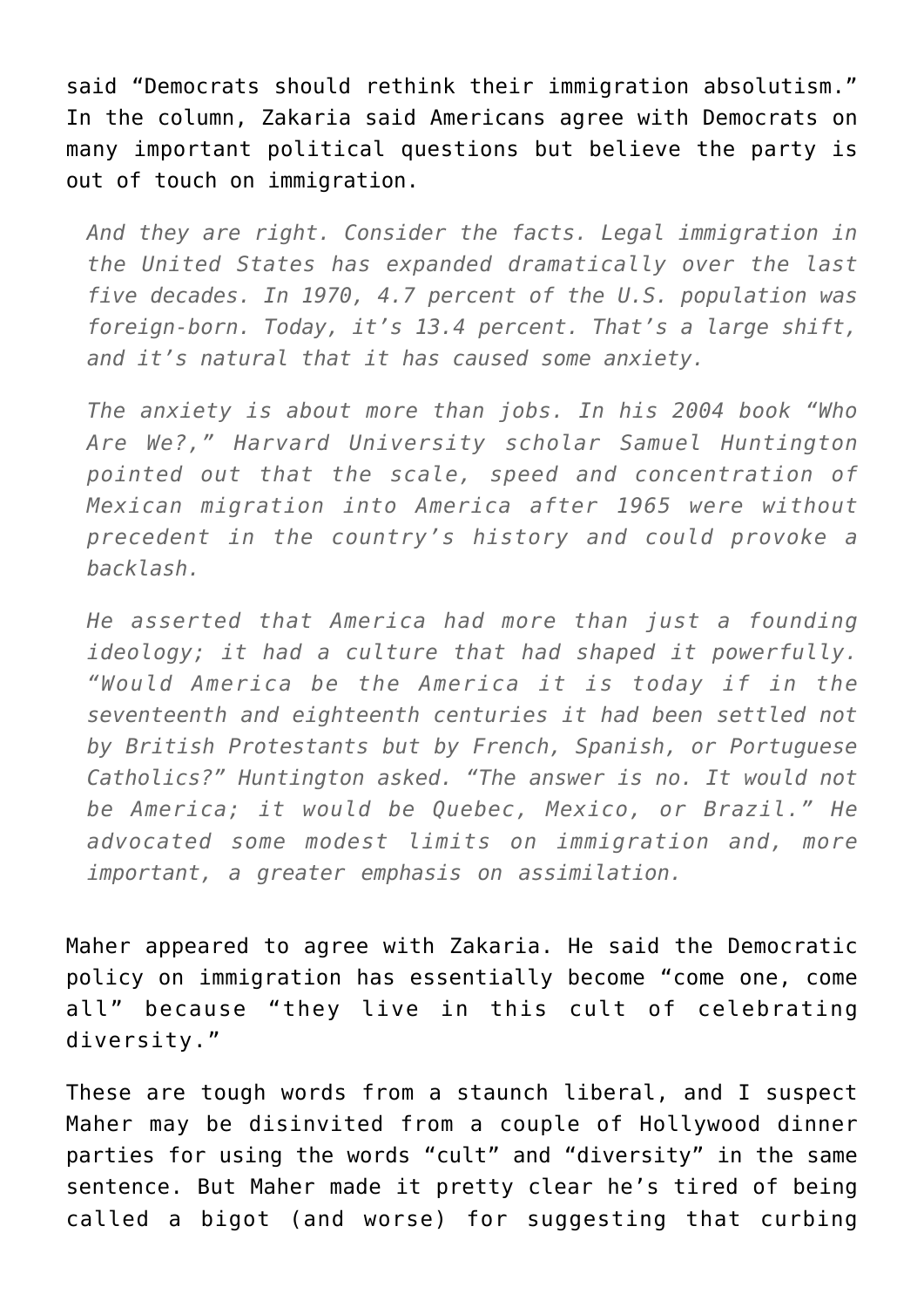said "Democrats should rethink their immigration absolutism." In the column, Zakaria said Americans agree with Democrats on many important political questions but believe the party is out of touch on immigration.

> *And they are right. Consider the facts. Legal immigration in the United States has expanded dramatically over the last five decades. In 1970, 4.7 percent of the U.S. population was foreign-born. Today, it's 13.4 percent. That's a large shift, and it's natural that it has caused some anxiety.*
>
> *The anxiety is about more than jobs. In his 2004 book "Who Are We?," Harvard University scholar Samuel Huntington pointed out that the scale, speed and concentration of Mexican migration into America after 1965 were without precedent in the country's history and could provoke a backlash.*
>
> *He asserted that America had more than just a founding ideology; it had a culture that had shaped it powerfully. "Would America be the America it is today if in the seventeenth and eighteenth centuries it had been settled not by British Protestants but by French, Spanish, or Portuguese Catholics?" Huntington asked. "The answer is no. It would not be America; it would be Quebec, Mexico, or Brazil." He advocated some modest limits on immigration and, more important, a greater emphasis on assimilation.*

Maher appeared to agree with Zakaria. He said the Democratic policy on immigration has essentially become "come one, come all" because "they live in this cult of celebrating diversity."

These are tough words from a staunch liberal, and I suspect Maher may be disinvited from a couple of Hollywood dinner parties for using the words "cult" and "diversity" in the same sentence. But Maher made it pretty clear he's tired of being called a bigot (and worse) for suggesting that curbing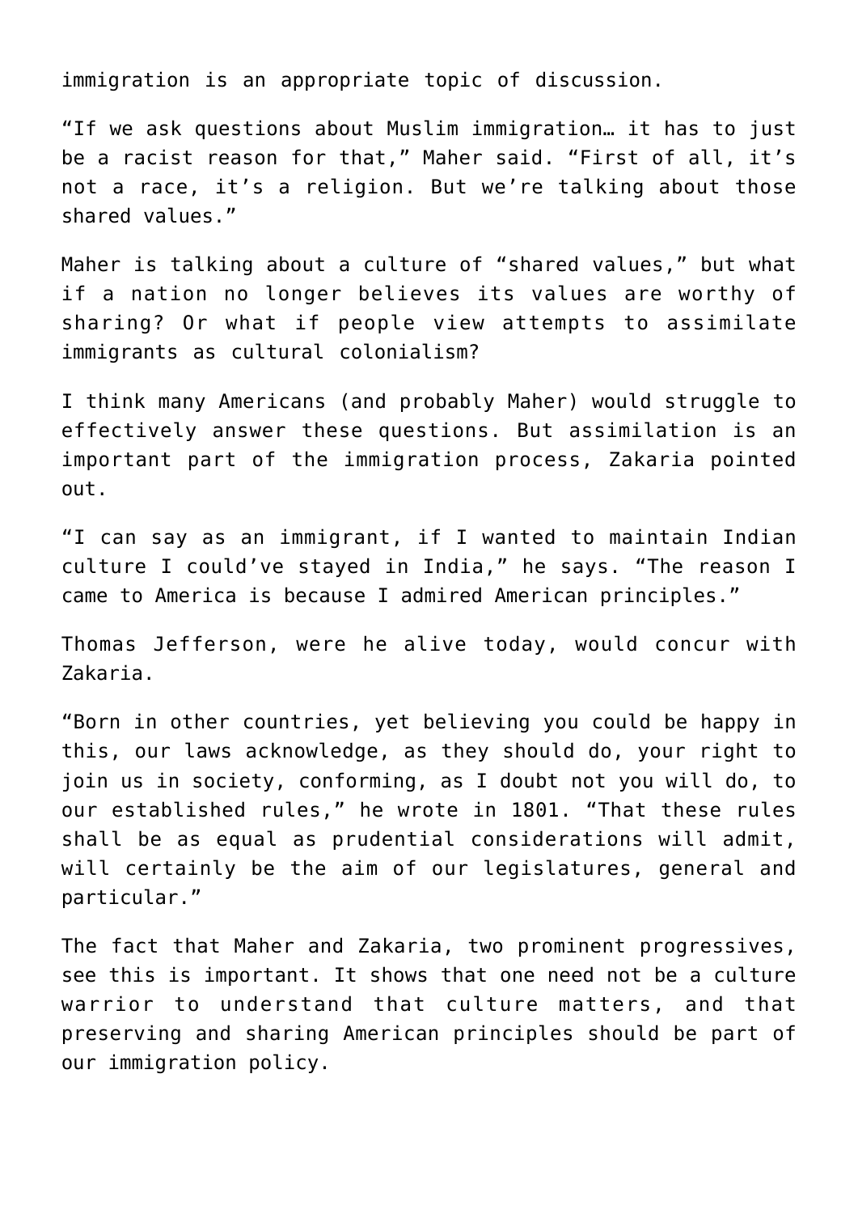immigration is an appropriate topic of discussion.

"If we ask questions about Muslim immigration… it has to just be a racist reason for that," Maher said. "First of all, it's not a race, it's a religion. But we're talking about those shared values."

Maher is talking about a culture of "shared values," but what if a nation no longer believes its values are worthy of sharing? Or what if people view attempts to assimilate immigrants as cultural colonialism?

I think many Americans (and probably Maher) would struggle to effectively answer these questions. But assimilation is an important part of the immigration process, Zakaria pointed out.

"I can say as an immigrant, if I wanted to maintain Indian culture I could've stayed in India," he says. "The reason I came to America is because I admired American principles."

Thomas Jefferson, were he alive today, would concur with Zakaria.

"Born in other countries, yet believing you could be happy in this, our laws acknowledge, as they should do, your right to join us in society, conforming, as I doubt not you will do, to our established rules," he wrote in 1801. "That these rules shall be as equal as prudential considerations will admit, will certainly be the aim of our legislatures, general and particular."

The fact that Maher and Zakaria, two prominent progressives, see this is important. It shows that one need not be a culture warrior to understand that culture matters, and that preserving and sharing American principles should be part of our immigration policy.